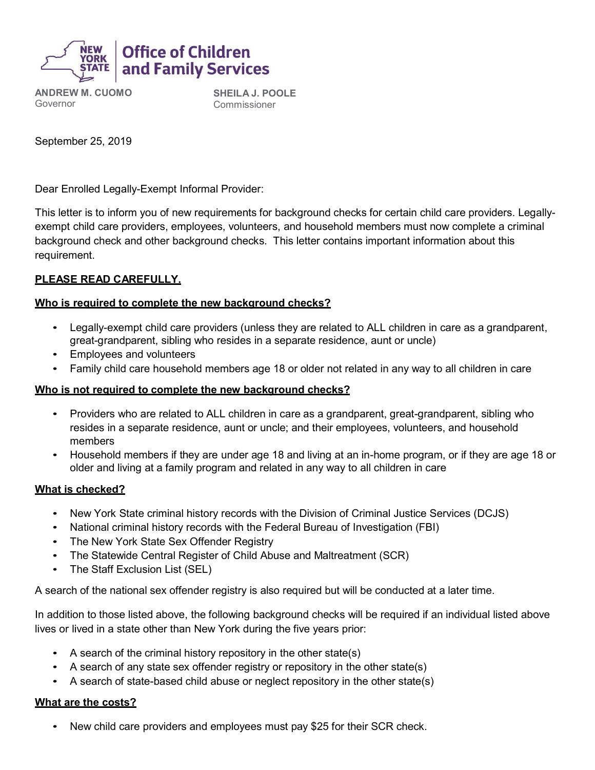**New York State | Office of Children and Family Services**

**ANDREW M. CUOMO**
Governor

**SHEILA J. POOLE**
Commissioner

September 25, 2019

Dear Enrolled Legally-Exempt Informal Provider:

This letter is to inform you of new requirements for background checks for certain child care providers. Legally-exempt child care providers, employees, volunteers, and household members must now complete a criminal background check and other background checks. This letter contains important information about this requirement.

**PLEASE READ CAREFULLY.**

**Who is required to complete the new background checks?**

- Legally-exempt child care providers (unless they are related to ALL children in care as a grandparent, great-grandparent, sibling who resides in a separate residence, aunt or uncle)
- Employees and volunteers
- Family child care household members age 18 or older not related in any way to all children in care

**Who is not required to complete the new background checks?**

- Providers who are related to ALL children in care as a grandparent, great-grandparent, sibling who resides in a separate residence, aunt or uncle; and their employees, volunteers, and household members
- Household members if they are under age 18 and living at an in-home program, or if they are age 18 or older and living at a family program and related in any way to all children in care

**What is checked?**

- New York State criminal history records with the Division of Criminal Justice Services (DCJS)
- National criminal history records with the Federal Bureau of Investigation (FBI)
- The New York State Sex Offender Registry
- The Statewide Central Register of Child Abuse and Maltreatment (SCR)
- The Staff Exclusion List (SEL)

A search of the national sex offender registry is also required but will be conducted at a later time.

In addition to those listed above, the following background checks will be required if an individual listed above lives or lived in a state other than New York during the five years prior:

- A search of the criminal history repository in the other state(s)
- A search of any state sex offender registry or repository in the other state(s)
- A search of state-based child abuse or neglect repository in the other state(s)

**What are the costs?**

- New child care providers and employees must pay $25 for their SCR check.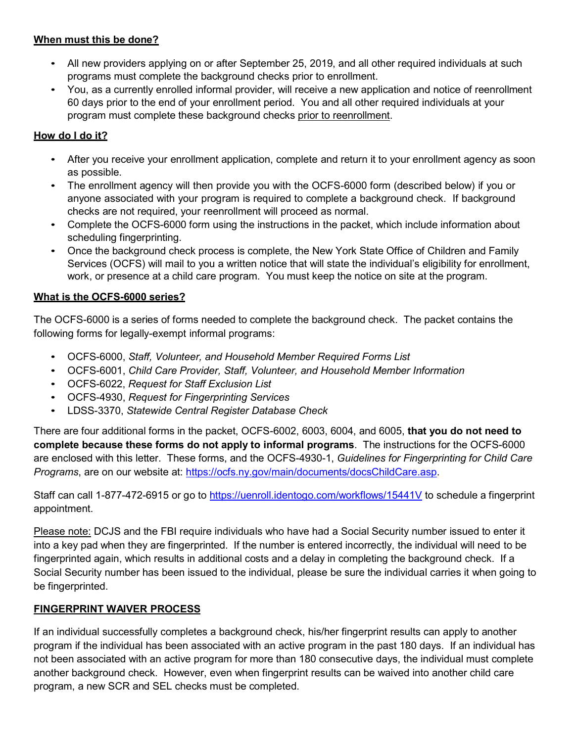**<u>When must this be done?</u>**

- All new providers applying on or after September 25, 2019, and all other required individuals at such programs must complete the background checks prior to enrollment.
- You, as a currently enrolled informal provider, will receive a new application and notice of reenrollment 60 days prior to the end of your enrollment period. You and all other required individuals at your program must complete these background checks <u>prior to reenrollment</u>.

**<u>How do I do it?</u>**

- After you receive your enrollment application, complete and return it to your enrollment agency as soon as possible.
- The enrollment agency will then provide you with the OCFS-6000 form (described below) if you or anyone associated with your program is required to complete a background check. If background checks are not required, your reenrollment will proceed as normal.
- Complete the OCFS-6000 form using the instructions in the packet, which include information about scheduling fingerprinting.
- Once the background check process is complete, the New York State Office of Children and Family Services (OCFS) will mail to you a written notice that will state the individual's eligibility for enrollment, work, or presence at a child care program. You must keep the notice on site at the program.

**<u>What is the OCFS-6000 series?</u>**

The OCFS-6000 is a series of forms needed to complete the background check. The packet contains the following forms for legally-exempt informal programs:

- OCFS-6000, *Staff, Volunteer, and Household Member Required Forms List*
- OCFS-6001, *Child Care Provider, Staff, Volunteer, and Household Member Information*
- OCFS-6022, *Request for Staff Exclusion List*
- OCFS-4930, *Request for Fingerprinting Services*
- LDSS-3370, *Statewide Central Register Database Check*

There are four additional forms in the packet, OCFS-6002, 6003, 6004, and 6005, **that you do not need to complete because these forms do not apply to informal programs**. The instructions for the OCFS-6000 are enclosed with this letter. These forms, and the OCFS-4930-1, *Guidelines for Fingerprinting for Child Care Programs*, are on our website at: https://ocfs.ny.gov/main/documents/docsChildCare.asp.

Staff can call 1-877-472-6915 or go to https://uenroll.identogo.com/workflows/15441V to schedule a fingerprint appointment.

<u>Please note:</u> DCJS and the FBI require individuals who have had a Social Security number issued to enter it into a key pad when they are fingerprinted. If the number is entered incorrectly, the individual will need to be fingerprinted again, which results in additional costs and a delay in completing the background check. If a Social Security number has been issued to the individual, please be sure the individual carries it when going to be fingerprinted.

**<u>FINGERPRINT WAIVER PROCESS</u>**

If an individual successfully completes a background check, his/her fingerprint results can apply to another program if the individual has been associated with an active program in the past 180 days. If an individual has not been associated with an active program for more than 180 consecutive days, the individual must complete another background check. However, even when fingerprint results can be waived into another child care program, a new SCR and SEL checks must be completed.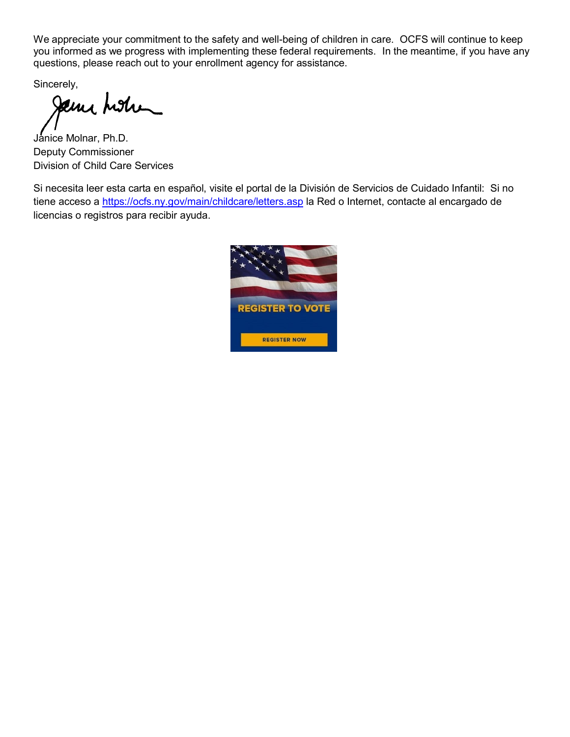We appreciate your commitment to the safety and well-being of children in care. OCFS will continue to keep you informed as we progress with implementing these federal requirements. In the meantime, if you have any questions, please reach out to your enrollment agency for assistance.

Sincerely,

Janice Molnar, Ph.D.
Deputy Commissioner
Division of Child Care Services

Si necesita leer esta carta en español, visite el portal de la División de Servicios de Cuidado Infantil: Si no tiene acceso a https://ocfs.ny.gov/main/childcare/letters.asp la Red o Internet, contacte al encargado de licencias o registros para recibir ayuda.

REGISTER TO VOTE

REGISTER NOW